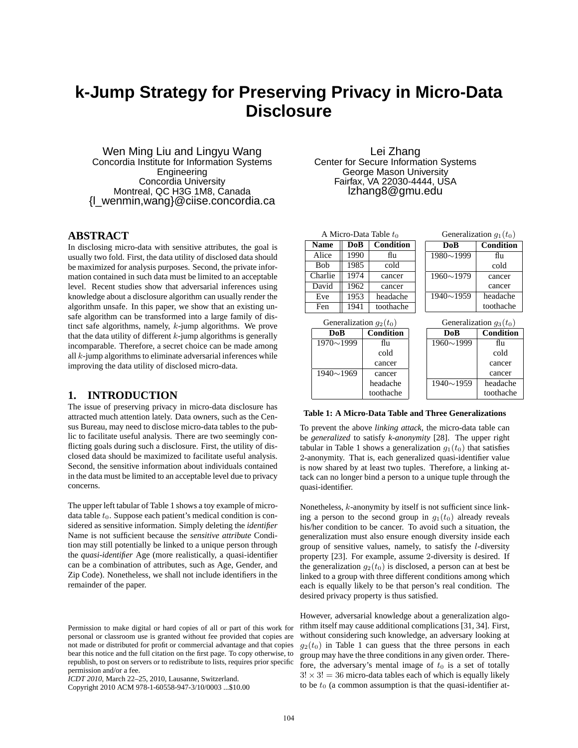# k-Jump Strategy for Preserving Privacy in Micro-Data Disclosure

Wen Ming Liu and Lingyu Wang
Concordia Institute for Information Systems Engineering
Concordia University
Montreal, QC H3G 1M8, Canada
{l_wenmin,wang}@ciise.concordia.ca

Lei Zhang
Center for Secure Information Systems
George Mason University
Fairfax, VA 22030-4444, USA
lzhang8@gmu.edu

## ABSTRACT

In disclosing micro-data with sensitive attributes, the goal is usually two fold. First, the data utility of disclosed data should be maximized for analysis purposes. Second, the private information contained in such data must be limited to an acceptable level. Recent studies show that adversarial inferences using knowledge about a disclosure algorithm can usually render the algorithm unsafe. In this paper, we show that an existing unsafe algorithm can be transformed into a large family of distinct safe algorithms, namely, $k$-jump algorithms. We prove that the data utility of different $k$-jump algorithms is generally incomparable. Therefore, a secret choice can be made among all $k$-jump algorithms to eliminate adversarial inferences while improving the data utility of disclosed micro-data.

## 1. INTRODUCTION

The issue of preserving privacy in micro-data disclosure has attracted much attention lately. Data owners, such as the Census Bureau, may need to disclose micro-data tables to the public to facilitate useful analysis. There are two seemingly conflicting goals during such a disclosure. First, the utility of disclosed data should be maximized to facilitate useful analysis. Second, the sensitive information about individuals contained in the data must be limited to an acceptable level due to privacy concerns.

The upper left tabular of Table 1 shows a toy example of micro-data table $t_0$. Suppose each patient's medical condition is considered as sensitive information. Simply deleting the *identifier* Name is not sufficient because the *sensitive attribute* Condition may still potentially be linked to a unique person through the *quasi-identifier* Age (more realistically, a quasi-identifier can be a combination of attributes, such as Age, Gender, and Zip Code). Nonetheless, we shall not include identifiers in the remainder of the paper.

A Micro-Data Table $t_0$

| Name | DoB | Condition |
|---|---|---|
| Alice | 1990 | flu |
| Bob | 1985 | cold |
| Charlie | 1974 | cancer |
| David | 1962 | cancer |
| Eve | 1953 | headache |
| Fen | 1941 | toothache |

Generalization $g_1(t_0)$

| DoB | Condition |
|---|---|
| 1980∼1999 | flu |
| | cold |
| 1960∼1979 | cancer |
| | cancer |
| 1940∼1959 | headache |
| | toothache |

Generalization $g_2(t_0)$

| DoB | Condition |
|---|---|
| 1970∼1999 | flu |
| | cold |
| | cancer |
| 1940∼1969 | cancer |
| | headache |
| | toothache |

Generalization $g_3(t_0)$

| DoB | Condition |
|---|---|
| 1960∼1999 | flu |
| | cold |
| | cancer |
| | cancer |
| 1940∼1959 | headache |
| | toothache |

**Table 1: A Micro-Data Table and Three Generalizations**

To prevent the above *linking attack*, the micro-data table can be *generalized* to satisfy *k-anonymity* [28]. The upper right tabular in Table 1 shows a generalization $g_1(t_0)$ that satisfies 2-anonymity. That is, each generalized quasi-identifier value is now shared by at least two tuples. Therefore, a linking attack can no longer bind a person to a unique tuple through the quasi-identifier.

Nonetheless, $k$-anonymity by itself is not sufficient since linking a person to the second group in $g_1(t_0)$ already reveals his/her condition to be cancer. To avoid such a situation, the generalization must also ensure enough diversity inside each group of sensitive values, namely, to satisfy the $l$-diversity property [23]. For example, assume 2-diversity is desired. If the generalization $g_2(t_0)$ is disclosed, a person can at best be linked to a group with three different conditions among which each is equally likely to be that person's real condition. The desired privacy property is thus satisfied.

However, adversarial knowledge about a generalization algorithm itself may cause additional complications [31, 34]. First, without considering such knowledge, an adversary looking at $g_2(t_0)$ in Table 1 can guess that the three persons in each group may have the three conditions in any given order. Therefore, the adversary's mental image of $t_0$ is a set of totally $3! \times 3! = 36$ micro-data tables each of which is equally likely to be $t_0$ (a common assumption is that the quasi-identifier at-

Permission to make digital or hard copies of all or part of this work for personal or classroom use is granted without fee provided that copies are not made or distributed for profit or commercial advantage and that copies bear this notice and the full citation on the first page. To copy otherwise, to republish, to post on servers or to redistribute to lists, requires prior specific permission and/or a fee.
*ICDT 2010*, March 22–25, 2010, Lausanne, Switzerland.
Copyright 2010 ACM 978-1-60558-947-3/10/0003 ...$10.00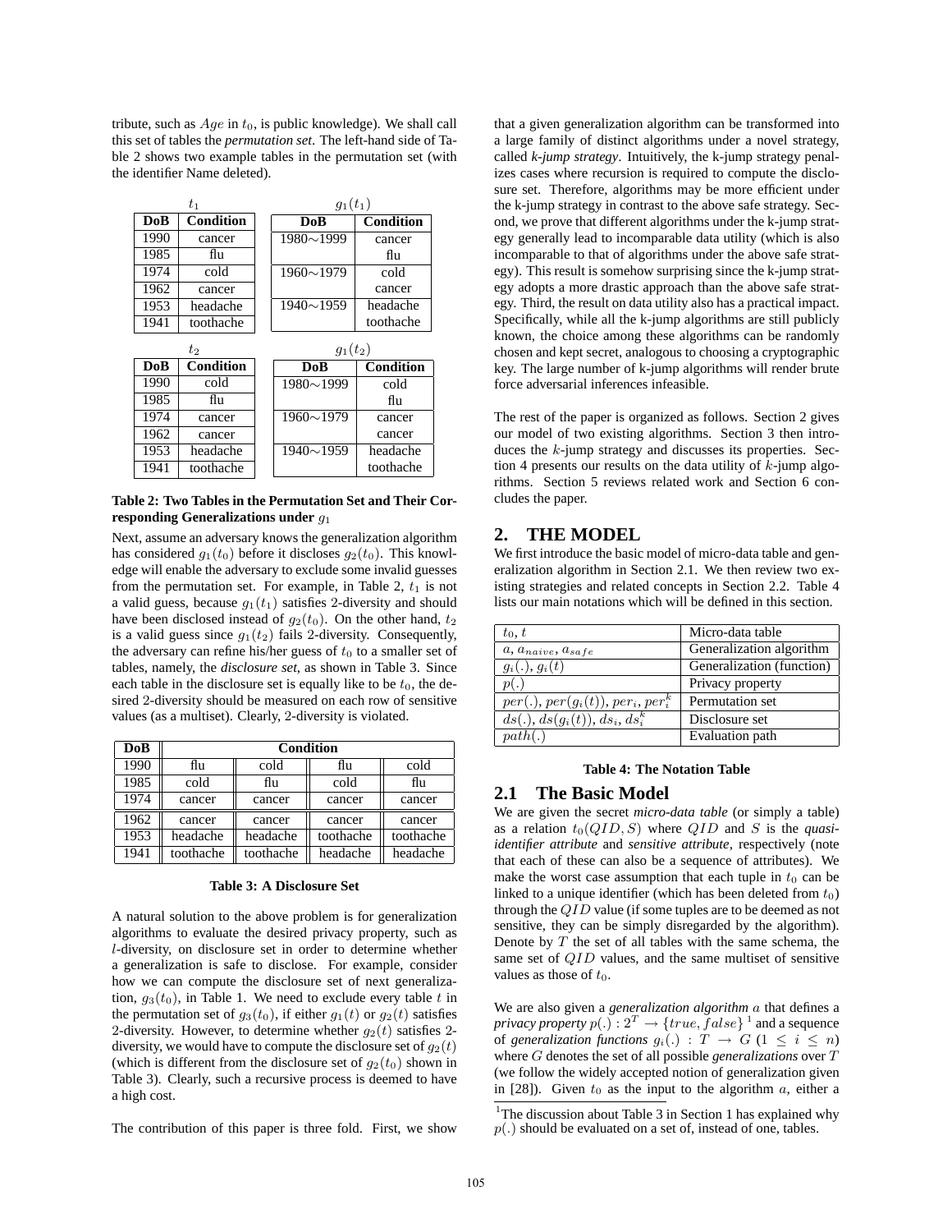tribute, such as $Age$ in $t_0$, is public knowledge). We shall call this set of tables the *permutation set*. The left-hand side of Table 2 shows two example tables in the permutation set (with the identifier Name deleted).

$t_1$

| DoB | Condition |
|---|---|
| 1990 | cancer |
| 1985 | flu |
| 1974 | cold |
| 1962 | cancer |
| 1953 | headache |
| 1941 | toothache |

$g_1(t_1)$

| DoB | Condition |
|---|---|
| 1980∼1999 | cancer |
| | flu |
| 1960∼1979 | cold |
| | cancer |
| 1940∼1959 | headache |
| | toothache |

$t_2$

| DoB | Condition |
|---|---|
| 1990 | cold |
| 1985 | flu |
| 1974 | cancer |
| 1962 | cancer |
| 1953 | headache |
| 1941 | toothache |

$g_1(t_2)$

| DoB | Condition |
|---|---|
| 1980∼1999 | cold |
| | flu |
| 1960∼1979 | cancer |
| | cancer |
| 1940∼1959 | headache |
| | toothache |

**Table 2: Two Tables in the Permutation Set and Their Corresponding Generalizations under $g_1$**

Next, assume an adversary knows the generalization algorithm has considered $g_1(t_0)$ before it discloses $g_2(t_0)$. This knowledge will enable the adversary to exclude some invalid guesses from the permutation set. For example, in Table 2, $t_1$ is not a valid guess, because $g_1(t_1)$ satisfies 2-diversity and should have been disclosed instead of $g_2(t_0)$. On the other hand, $t_2$ is a valid guess since $g_1(t_2)$ fails 2-diversity. Consequently, the adversary can refine his/her guess of $t_0$ to a smaller set of tables, namely, the *disclosure set*, as shown in Table 3. Since each table in the disclosure set is equally like to be $t_0$, the desired 2-diversity should be measured on each row of sensitive values (as a multiset). Clearly, 2-diversity is violated.

| DoB | Condition | | | |
|---|---|---|---|---|
| 1990 | flu | cold | flu | cold |
| 1985 | cold | flu | cold | flu |
| 1974 | cancer | cancer | cancer | cancer |
| 1962 | cancer | cancer | cancer | cancer |
| 1953 | headache | headache | toothache | toothache |
| 1941 | toothache | toothache | headache | headache |

**Table 3: A Disclosure Set**

A natural solution to the above problem is for generalization algorithms to evaluate the desired privacy property, such as $l$-diversity, on disclosure set in order to determine whether a generalization is safe to disclose. For example, consider how we can compute the disclosure set of next generalization, $g_3(t_0)$, in Table 1. We need to exclude every table $t$ in the permutation set of $g_3(t_0)$, if either $g_1(t)$ or $g_2(t)$ satisfies 2-diversity. However, to determine whether $g_2(t)$ satisfies 2-diversity, we would have to compute the disclosure set of $g_2(t)$ (which is different from the disclosure set of $g_2(t_0)$ shown in Table 3). Clearly, such a recursive process is deemed to have a high cost.

The contribution of this paper is three fold. First, we show that a given generalization algorithm can be transformed into a large family of distinct algorithms under a novel strategy, called *k-jump strategy*. Intuitively, the k-jump strategy penalizes cases where recursion is required to compute the disclosure set. Therefore, algorithms may be more efficient under the k-jump strategy in contrast to the above safe strategy. Second, we prove that different algorithms under the k-jump strategy generally lead to incomparable data utility (which is also incomparable to that of algorithms under the above safe strategy). This result is somehow surprising since the k-jump strategy adopts a more drastic approach than the above safe strategy. Third, the result on data utility also has a practical impact. Specifically, while all the k-jump algorithms are still publicly known, the choice among these algorithms can be randomly chosen and kept secret, analogous to choosing a cryptographic key. The large number of k-jump algorithms will render brute force adversarial inferences infeasible.

The rest of the paper is organized as follows. Section 2 gives our model of two existing algorithms. Section 3 then introduces the $k$-jump strategy and discusses its properties. Section 4 presents our results on the data utility of $k$-jump algorithms. Section 5 reviews related work and Section 6 concludes the paper.

## 2. THE MODEL

We first introduce the basic model of micro-data table and generalization algorithm in Section 2.1. We then review two existing strategies and related concepts in Section 2.2. Table 4 lists our main notations which will be defined in this section.

| | |
|---|---|
| $t_0$, $t$ | Micro-data table |
| $a$, $a_{naive}$, $a_{safe}$ | Generalization algorithm |
| $g_i(.)$, $g_i(t)$ | Generalization (function) |
| $p(.)$ | Privacy property |
| $per(.)$, $per(g_i(t))$, $per_i$, $per_i^k$ | Permutation set |
| $ds(.)$, $ds(g_i(t))$, $ds_i$, $ds_i^k$ | Disclosure set |
| $path(.)$ | Evaluation path |

**Table 4: The Notation Table**

### 2.1 The Basic Model

We are given the secret *micro-data table* (or simply a table) as a relation $t_0(QID, S)$ where $QID$ and $S$ is the *quasi-identifier attribute* and *sensitive attribute*, respectively (note that each of these can also be a sequence of attributes). We make the worst case assumption that each tuple in $t_0$ can be linked to a unique identifier (which has been deleted from $t_0$) through the $QID$ value (if some tuples are to be deemed as not sensitive, they can be simply disregarded by the algorithm). Denote by $T$ the set of all tables with the same schema, the same set of $QID$ values, and the same multiset of sensitive values as those of $t_0$.

We are also given a *generalization algorithm* $a$ that defines a *privacy property* $p(.) : 2^T \rightarrow \{true, false\}$ [1] and a sequence of *generalization functions* $g_i(.) : T \rightarrow G$ $(1 \leq i \leq n)$ where $G$ denotes the set of all possible *generalizations* over $T$ (we follow the widely accepted notion of generalization given in [28]). Given $t_0$ as the input to the algorithm $a$, either a

[1] The discussion about Table 3 in Section 1 has explained why $p(.)$ should be evaluated on a set of, instead of one, tables.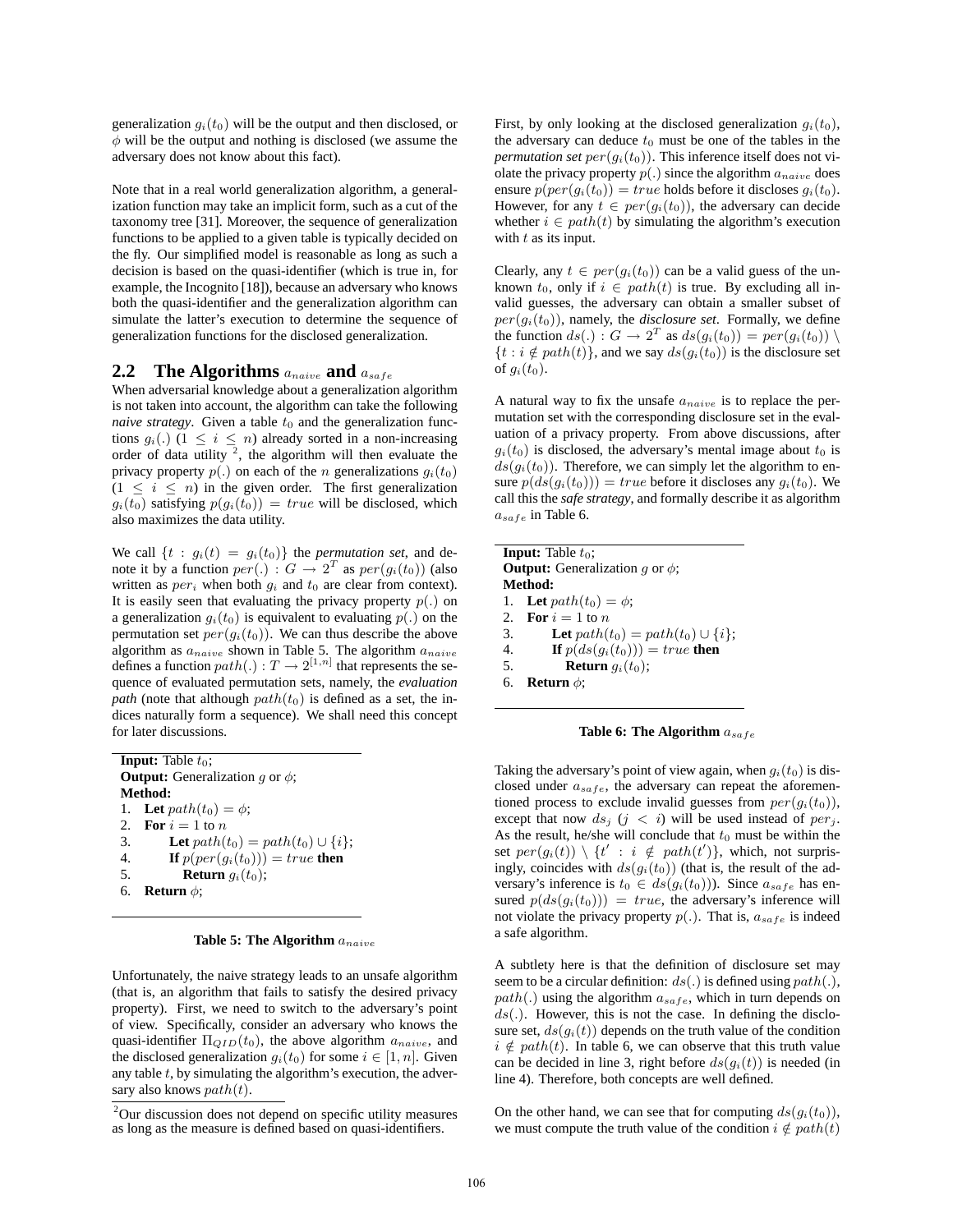generalization $g_i(t_0)$ will be the output and then disclosed, or $\phi$ will be the output and nothing is disclosed (we assume the adversary does not know about this fact).

Note that in a real world generalization algorithm, a generalization function may take an implicit form, such as a cut of the taxonomy tree [31]. Moreover, the sequence of generalization functions to be applied to a given table is typically decided on the fly. Our simplified model is reasonable as long as such a decision is based on the quasi-identifier (which is true in, for example, the Incognito [18]), because an adversary who knows both the quasi-identifier and the generalization algorithm can simulate the latter's execution to determine the sequence of generalization functions for the disclosed generalization.

## 2.2 The Algorithms $a_{naive}$ and $a_{safe}$

When adversarial knowledge about a generalization algorithm is not taken into account, the algorithm can take the following *naive strategy*. Given a table $t_0$ and the generalization functions $g_i(.)$ $(1 \leq i \leq n)$ already sorted in a non-increasing order of data utility [2], the algorithm will then evaluate the privacy property $p(.)$ on each of the $n$ generalizations $g_i(t_0)$ $(1 \leq i \leq n)$ in the given order. The first generalization $g_i(t_0)$ satisfying $p(g_i(t_0)) = true$ will be disclosed, which also maximizes the data utility.

We call $\{t : g_i(t) = g_i(t_0)\}$ the *permutation set*, and denote it by a function $per(.) : G \rightarrow 2^T$ as $per(g_i(t_0))$ (also written as $per_i$ when both $g_i$ and $t_0$ are clear from context). It is easily seen that evaluating the privacy property $p(.)$ on a generalization $g_i(t_0)$ is equivalent to evaluating $p(.)$ on the permutation set $per(g_i(t_0))$. We can thus describe the above algorithm as $a_{naive}$ shown in Table 5. The algorithm $a_{naive}$ defines a function $path(.) : T \rightarrow 2^{[1,n]}$ that represents the sequence of evaluated permutation sets, namely, the *evaluation path* (note that although $path(t_0)$ is defined as a set, the indices naturally form a sequence). We shall need this concept for later discussions.

**Input:** Table $t_0$;
**Output:** Generalization $g$ or $\phi$;
**Method:**
1. **Let** $path(t_0) = \phi$;
2. **For** $i = 1$ to $n$
3. **Let** $path(t_0) = path(t_0) \cup \{i\}$;
4. **If** $p(per(g_i(t_0))) = true$ **then**
5. **Return** $g_i(t_0)$;
6. **Return** $\phi$;

**Table 5: The Algorithm $a_{naive}$**

Unfortunately, the naive strategy leads to an unsafe algorithm (that is, an algorithm that fails to satisfy the desired privacy property). First, we need to switch to the adversary's point of view. Specifically, consider an adversary who knows the quasi-identifier $\Pi_{QID}(t_0)$, the above algorithm $a_{naive}$, and the disclosed generalization $g_i(t_0)$ for some $i \in [1, n]$. Given any table $t$, by simulating the algorithm's execution, the adversary also knows $path(t)$.

First, by only looking at the disclosed generalization $g_i(t_0)$, the adversary can deduce $t_0$ must be one of the tables in the *permutation set* $per(g_i(t_0))$. This inference itself does not violate the privacy property $p(.)$ since the algorithm $a_{naive}$ does ensure $p(per(g_i(t_0)) = true$ holds before it discloses $g_i(t_0)$. However, for any $t \in per(g_i(t_0))$, the adversary can decide whether $i \in path(t)$ by simulating the algorithm's execution with $t$ as its input.

Clearly, any $t \in per(g_i(t_0))$ can be a valid guess of the unknown $t_0$, only if $i \in path(t)$ is true. By excluding all invalid guesses, the adversary can obtain a smaller subset of $per(g_i(t_0))$, namely, the *disclosure set*. Formally, we define the function $ds(.) : G \rightarrow 2^T$ as $ds(g_i(t_0)) = per(g_i(t_0)) \setminus \{t : i \notin path(t)\}$, and we say $ds(g_i(t_0))$ is the disclosure set of $g_i(t_0)$.

A natural way to fix the unsafe $a_{naive}$ is to replace the permutation set with the corresponding disclosure set in the evaluation of a privacy property. From above discussions, after $g_i(t_0)$ is disclosed, the adversary's mental image about $t_0$ is $ds(g_i(t_0))$. Therefore, we can simply let the algorithm to ensure $p(ds(g_i(t_0))) = true$ before it discloses any $g_i(t_0)$. We call this the *safe strategy*, and formally describe it as algorithm $a_{safe}$ in Table 6.

**Input:** Table $t_0$;
**Output:** Generalization $g$ or $\phi$;
**Method:**
1. **Let** $path(t_0) = \phi$;
2. **For** $i = 1$ to $n$
3. **Let** $path(t_0) = path(t_0) \cup \{i\}$;
4. **If** $p(ds(g_i(t_0))) = true$ **then**
5. **Return** $g_i(t_0)$;
6. **Return** $\phi$;

**Table 6: The Algorithm $a_{safe}$**

Taking the adversary's point of view again, when $g_i(t_0)$ is disclosed under $a_{safe}$, the adversary can repeat the aforementioned process to exclude invalid guesses from $per(g_i(t_0))$, except that now $ds_j$ $(j < i)$ will be used instead of $per_j$. As the result, he/she will conclude that $t_0$ must be within the set $per(g_i(t)) \setminus \{t' : i \notin path(t')\}$, which, not surprisingly, coincides with $ds(g_i(t_0))$ (that is, the result of the adversary's inference is $t_0 \in ds(g_i(t_0))$). Since $a_{safe}$ has ensured $p(ds(g_i(t_0))) = true$, the adversary's inference will not violate the privacy property $p(.)$. That is, $a_{safe}$ is indeed a safe algorithm.

A subtlety here is that the definition of disclosure set may seem to be a circular definition: $ds(.)$ is defined using $path(.)$, $path(.)$ using the algorithm $a_{safe}$, which in turn depends on $ds(.)$. However, this is not the case. In defining the disclosure set, $ds(g_i(t))$ depends on the truth value of the condition $i \notin path(t)$. In table 6, we can observe that this truth value can be decided in line 3, right before $ds(g_i(t))$ is needed (in line 4). Therefore, both concepts are well defined.

On the other hand, we can see that for computing $ds(g_i(t_0))$, we must compute the truth value of the condition $i \notin path(t)$

[2] Our discussion does not depend on specific utility measures as long as the measure is defined based on quasi-identifiers.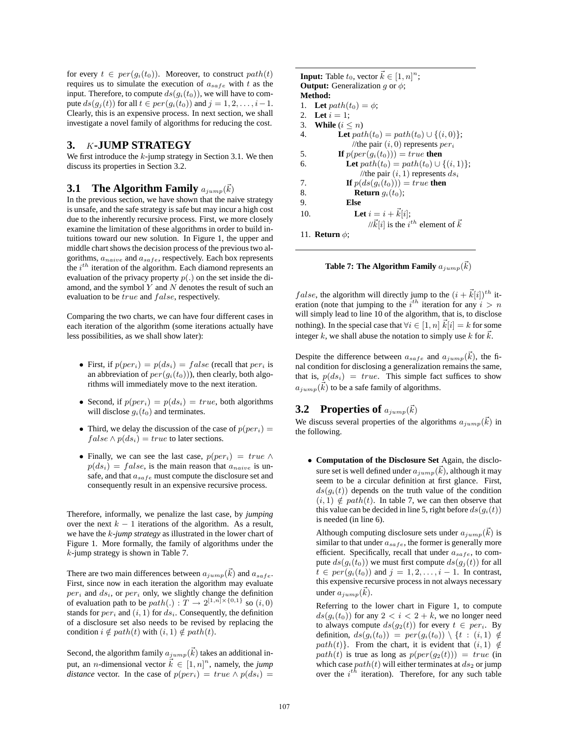for every $t \in per(g_i(t_0))$. Moreover, to construct $path(t)$ requires us to simulate the execution of $a_{safe}$ with $t$ as the input. Therefore, to compute $ds(g_i(t_0))$, we will have to compute $ds(g_j(t))$ for all $t \in per(g_i(t_0))$ and $j = 1, 2, \ldots, i-1$. Clearly, this is an expensive process. In next section, we shall investigate a novel family of algorithms for reducing the cost.

## 3. $K$-JUMP STRATEGY

We first introduce the $k$-jump strategy in Section 3.1. We then discuss its properties in Section 3.2.

### 3.1 The Algorithm Family $a_{jump}(\vec{k})$

In the previous section, we have shown that the naive strategy is unsafe, and the safe strategy is safe but may incur a high cost due to the inherently recursive process. First, we more closely examine the limitation of these algorithms in order to build intuitions toward our new solution. In Figure 1, the upper and middle chart shows the decision process of the previous two algorithms, $a_{naive}$ and $a_{safe}$, respectively. Each box represents the $i^{th}$ iteration of the algorithm. Each diamond represents an evaluation of the privacy property $p(.)$ on the set inside the diamond, and the symbol $Y$ and $N$ denotes the result of such an evaluation to be $true$ and $false$, respectively.

Comparing the two charts, we can have four different cases in each iteration of the algorithm (some iterations actually have less possibilities, as we shall show later):

- First, if $p(per_i) = p(ds_i) = false$ (recall that $per_i$ is an abbreviation of $per(g_i(t_0))$), then clearly, both algorithms will immediately move to the next iteration.
- Second, if $p(per_i) = p(ds_i) = true$, both algorithms will disclose $g_i(t_0)$ and terminates.
- Third, we delay the discussion of the case of $p(per_i) = false \wedge p(ds_i) = true$ to later sections.
- Finally, we can see the last case, $p(per_i) = true \wedge p(ds_i) = false$, is the main reason that $a_{naive}$ is unsafe, and that $a_{safe}$ must compute the disclosure set and consequently result in an expensive recursive process.

Therefore, informally, we penalize the last case, by *jumping* over the next $k-1$ iterations of the algorithm. As a result, we have the *$k$-jump strategy* as illustrated in the lower chart of Figure 1. More formally, the family of algorithms under the $k$-jump strategy is shown in Table 7.

There are two main differences between $a_{jump}(\vec{k})$ and $a_{safe}$. First, since now in each iteration the algorithm may evaluate $per_i$ and $ds_i$, or $per_i$ only, we slightly change the definition of evaluation path to be $path(.) : T \rightarrow 2^{[1,n] \times \{0,1\}}$ so $(i, 0)$ stands for $per_i$ and $(i, 1)$ for $ds_i$. Consequently, the definition of a disclosure set also needs to be revised by replacing the condition $i \notin path(t)$ with $(i, 1) \notin path(t)$.

Second, the algorithm family $a_{jump}(\vec{k})$ takes an additional input, an $n$-dimensional vector $\vec{k} \in [1, n]^n$, namely, the *jump distance* vector. In the case of $p(per_i) = true \wedge p(ds_i) = false$, the algorithm will directly jump to the $(i + \vec{k}[i])^{th}$ iteration (note that jumping to the $i^{th}$ iteration for any $i > n$ will simply lead to line 10 of the algorithm, that is, to disclose nothing). In the special case that $\forall i \in [1, n]\ \vec{k}[i] = k$ for some integer $k$, we shall abuse the notation to simply use $k$ for $\vec{k}$.

```
Input: Table t_0, vector k ∈ [1, n]^n;
Output: Generalization g or φ;
Method:
1.  Let path(t_0) = φ;
2.  Let i = 1;
3.  While (i ≤ n)
4.      Let path(t_0) = path(t_0) ∪ {(i, 0)};
            //the pair (i, 0) represents per_i
5.      If p(per(g_i(t_0))) = true then
6.          Let path(t_0) = path(t_0) ∪ {(i, 1)};
                //the pair (i, 1) represents ds_i
7.          If p(ds(g_i(t_0))) = true then
8.              Return g_i(t_0);
9.          Else
10.             Let i = i + k[i];
                    //k[i] is the i^th element of k
11. Return φ;
```

**Table 7: The Algorithm Family $a_{jump}(\vec{k})$**

Despite the difference between $a_{safe}$ and $a_{jump}(\vec{k})$, the final condition for disclosing a generalization remains the same, that is, $p(ds_i) = true$. This simple fact suffices to show $a_{jump}(\vec{k})$ to be a safe family of algorithms.

### 3.2 Properties of $a_{jump}(\vec{k})$

We discuss several properties of the algorithms $a_{jump}(\vec{k})$ in the following.

- **Computation of the Disclosure Set** Again, the disclosure set is well defined under $a_{jump}(\vec{k})$, although it may seem to be a circular definition at first glance. First, $ds(g_i(t))$ depends on the truth value of the condition $(i, 1) \notin path(t)$. In table 7, we can then observe that this value can be decided in line 5, right before $ds(g_i(t))$ is needed (in line 6).

  Although computing disclosure sets under $a_{jump}(\vec{k})$ is similar to that under $a_{safe}$, the former is generally more efficient. Specifically, recall that under $a_{safe}$, to compute $ds(g_i(t_0))$ we must first compute $ds(g_j(t))$ for all $t \in per(g_i(t_0))$ and $j = 1, 2, \ldots, i-1$. In contrast, this expensive recursive process in not always necessary under $a_{jump}(\vec{k})$.

  Referring to the lower chart in Figure 1, to compute $ds(g_i(t_0))$ for any $2 < i < 2 + k$, we no longer need to always compute $ds(g_2(t))$ for every $t \in per_i$. By definition, $ds(g_i(t_0)) = per(g_i(t_0)) \setminus \{t : (i, 1) \notin path(t)\}$. From the chart, it is evident that $(i, 1) \notin path(t)$ is true as long as $p(per(g_2(t))) = true$ (in which case $path(t)$ will either terminates at $ds_2$ or jump over the $i^{th}$ iteration). Therefore, for any such table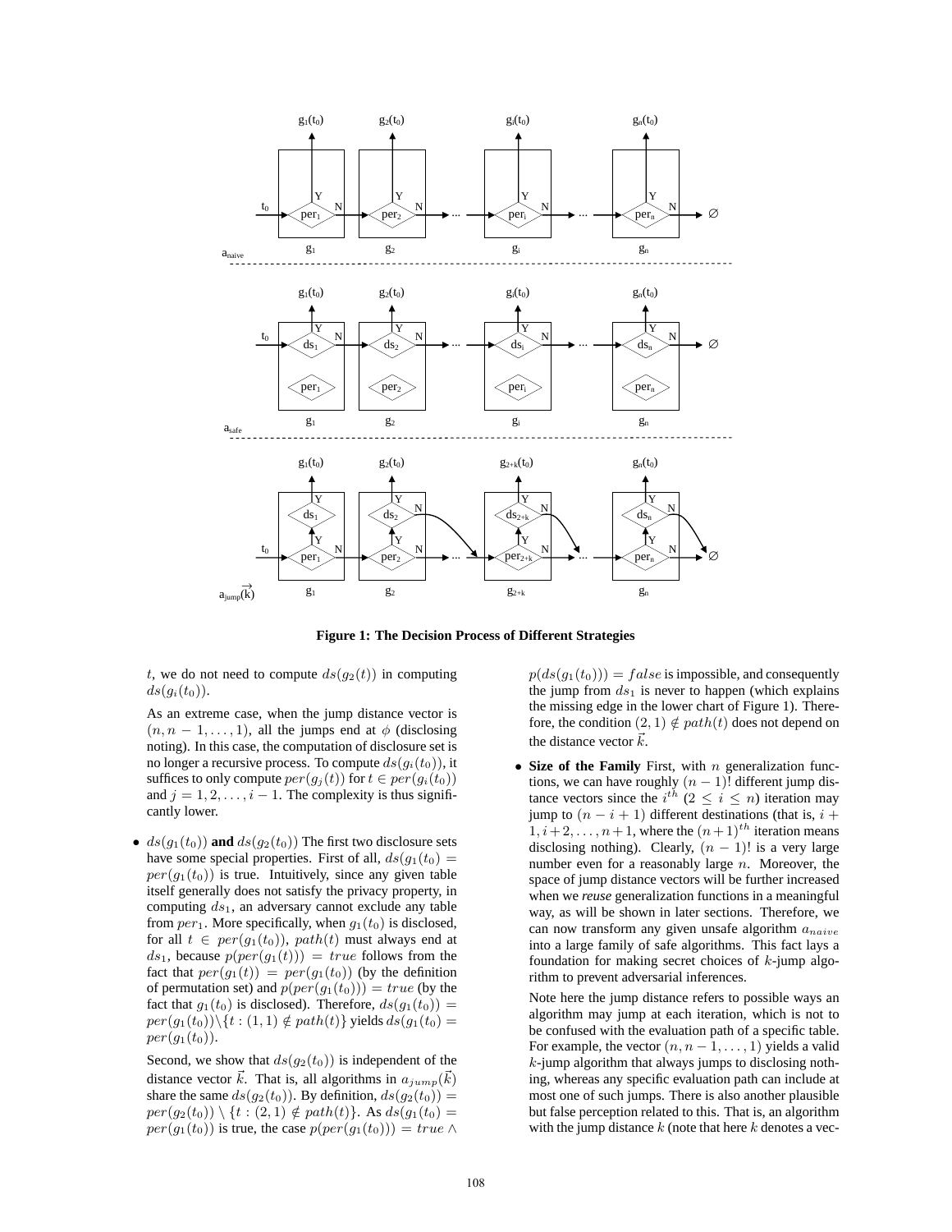**Figure 1: The Decision Process of Different Strategies**

$t$, we do not need to compute $ds(g_2(t))$ in computing $ds(g_i(t_0))$.

As an extreme case, when the jump distance vector is $(n, n-1, \ldots, 1)$, all the jumps end at $\phi$ (disclosing noting). In this case, the computation of disclosure set is no longer a recursive process. To compute $ds(g_i(t_0))$, it suffices to only compute $per(g_j(t))$ for $t \in per(g_i(t_0))$ and $j = 1, 2, \ldots, i-1$. The complexity is thus significantly lower.

- $ds(g_1(t_0))$ **and** $ds(g_2(t_0))$ The first two disclosure sets have some special properties. First of all, $ds(g_1(t_0) = per(g_1(t_0))$ is true. Intuitively, since any given table itself generally does not satisfy the privacy property, in computing $ds_1$, an adversary cannot exclude any table from $per_1$. More specifically, when $g_1(t_0)$ is disclosed, for all $t \in per(g_1(t_0))$, $path(t)$ must always end at $ds_1$, because $p(per(g_1(t))) = true$ follows from the fact that $per(g_1(t)) = per(g_1(t_0))$ (by the definition of permutation set) and $p(per(g_1(t_0))) = true$ (by the fact that $g_1(t_0)$ is disclosed). Therefore, $ds(g_1(t_0)) = per(g_1(t_0)) \backslash \{t : (1,1) \notin path(t)\}$ yields $ds(g_1(t_0) = per(g_1(t_0))$.

  Second, we show that $ds(g_2(t_0))$ is independent of the distance vector $\vec{k}$. That is, all algorithms in $a_{jump}(\vec{k})$ share the same $ds(g_2(t_0))$. By definition, $ds(g_2(t_0)) = per(g_2(t_0)) \setminus \{t : (2,1) \notin path(t)\}$. As $ds(g_1(t_0) = per(g_1(t_0))$ is true, the case $p(per(g_1(t_0))) = true \wedge p(ds(g_1(t_0))) = false$ is impossible, and consequently the jump from $ds_1$ is never to happen (which explains the missing edge in the lower chart of Figure 1). Therefore, the condition $(2,1) \notin path(t)$ does not depend on the distance vector $\vec{k}$.

- **Size of the Family** First, with $n$ generalization functions, we can have roughly $(n-1)!$ different jump distance vectors since the $i^{th}$ $(2 \le i \le n)$ iteration may jump to $(n-i+1)$ different destinations (that is, $i+1, i+2, \ldots, n+1$, where the $(n+1)^{th}$ iteration means disclosing nothing). Clearly, $(n-1)!$ is a very large number even for a reasonably large $n$. Moreover, the space of jump distance vectors will be further increased when we *reuse* generalization functions in a meaningful way, as will be shown in later sections. Therefore, we can now transform any given unsafe algorithm $a_{naive}$ into a large family of safe algorithms. This fact lays a foundation for making secret choices of $k$-jump algorithm to prevent adversarial inferences.

  Note here the jump distance refers to possible ways an algorithm may jump at each iteration, which is not to be confused with the evaluation path of a specific table. For example, the vector $(n, n-1, \ldots, 1)$ yields a valid $k$-jump algorithm that always jumps to disclosing nothing, whereas any specific evaluation path can include at most one of such jumps. There is also another plausible but false perception related to this. That is, an algorithm with the jump distance $k$ (note that here $k$ denotes a vec-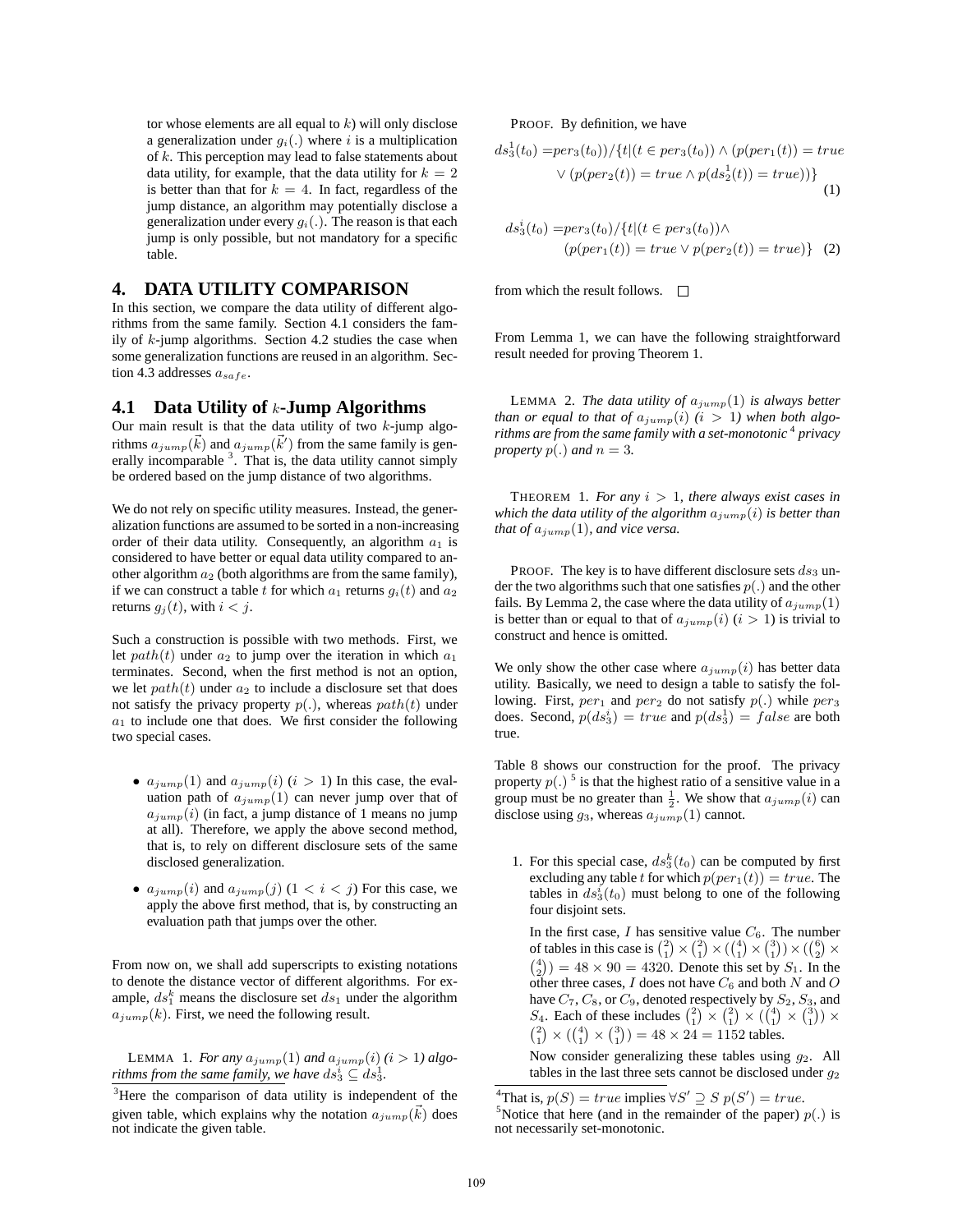tor whose elements are all equal to $k$) will only disclose a generalization under $g_i(.)$ where $i$ is a multiplication of $k$. This perception may lead to false statements about data utility, for example, that the data utility for $k = 2$ is better than that for $k = 4$. In fact, regardless of the jump distance, an algorithm may potentially disclose a generalization under every $g_i(.)$. The reason is that each jump is only possible, but not mandatory for a specific table.

## 4. DATA UTILITY COMPARISON

In this section, we compare the data utility of different algorithms from the same family. Section 4.1 considers the family of $k$-jump algorithms. Section 4.2 studies the case when some generalization functions are reused in an algorithm. Section 4.3 addresses $a_{safe}$.

### 4.1 Data Utility of $k$-Jump Algorithms

Our main result is that the data utility of two $k$-jump algorithms $a_{jump}(\vec{k})$ and $a_{jump}(\vec{k'})$ from the same family is generally incomparable [3]. That is, the data utility cannot simply be ordered based on the jump distance of two algorithms.

We do not rely on specific utility measures. Instead, the generalization functions are assumed to be sorted in a non-increasing order of their data utility. Consequently, an algorithm $a_1$ is considered to have better or equal data utility compared to another algorithm $a_2$ (both algorithms are from the same family), if we can construct a table $t$ for which $a_1$ returns $g_i(t)$ and $a_2$ returns $g_j(t)$, with $i < j$.

Such a construction is possible with two methods. First, we let $path(t)$ under $a_2$ to jump over the iteration in which $a_1$ terminates. Second, when the first method is not an option, we let $path(t)$ under $a_2$ to include a disclosure set that does not satisfy the privacy property $p(.)$, whereas $path(t)$ under $a_1$ to include one that does. We first consider the following two special cases.

- $a_{jump}(1)$ and $a_{jump}(i)$ ($i > 1$) In this case, the evaluation path of $a_{jump}(1)$ can never jump over that of $a_{jump}(i)$ (in fact, a jump distance of 1 means no jump at all). Therefore, we apply the above second method, that is, to rely on different disclosure sets of the same disclosed generalization.
- $a_{jump}(i)$ and $a_{jump}(j)$ ($1 < i < j$) For this case, we apply the above first method, that is, by constructing an evaluation path that jumps over the other.

From now on, we shall add superscripts to existing notations to denote the distance vector of different algorithms. For example, $ds_1^k$ means the disclosure set $ds_1$ under the algorithm $a_{jump}(k)$. First, we need the following result.

LEMMA 1. *For any $a_{jump}(1)$ and $a_{jump}(i)$ ($i > 1$) algorithms from the same family, we have $ds_3^i \subseteq ds_3^1$.*

PROOF. By definition, we have

$$ds_3^1(t_0) = per_3(t_0))/\{t|(t \in per_3(t_0)) \wedge (p(per_1(t)) = true \vee (p(per_2(t)) = true \wedge p(ds_2^1(t)) = true))\} \quad (1)$$

$$ds_3^i(t_0) = per_3(t_0)/\{t|(t \in per_3(t_0)) \wedge (p(per_1(t)) = true \vee p(per_2(t)) = true)\} \quad (2)$$

from which the result follows. □

From Lemma 1, we can have the following straightforward result needed for proving Theorem 1.

LEMMA 2. *The data utility of $a_{jump}(1)$ is always better than or equal to that of $a_{jump}(i)$ ($i > 1$) when both algorithms are from the same family with a set-monotonic [4] privacy property $p(.)$ and $n = 3$.*

THEOREM 1. *For any $i > 1$, there always exist cases in which the data utility of the algorithm $a_{jump}(i)$ is better than that of $a_{jump}(1)$, and vice versa.*

PROOF. The key is to have different disclosure sets $ds_3$ under the two algorithms such that one satisfies $p(.)$ and the other fails. By Lemma 2, the case where the data utility of $a_{jump}(1)$ is better than or equal to that of $a_{jump}(i)$ ($i > 1$) is trivial to construct and hence is omitted.

We only show the other case where $a_{jump}(i)$ has better data utility. Basically, we need to design a table to satisfy the following. First, $per_1$ and $per_2$ do not satisfy $p(.)$ while $per_3$ does. Second, $p(ds_3^i) = true$ and $p(ds_3^1) = false$ are both true.

Table 8 shows our construction for the proof. The privacy property $p(.)$ [5] is that the highest ratio of a sensitive value in a group must be no greater than $\frac{1}{2}$. We show that $a_{jump}(i)$ can disclose using $g_3$, whereas $a_{jump}(1)$ cannot.

1. For this special case, $ds_3^k(t_0)$ can be computed by first excluding any table $t$ for which $p(per_1(t)) = true$. The tables in $ds_3^i(t_0)$ must belong to one of the following four disjoint sets.

   In the first case, $I$ has sensitive value $C_6$. The number of tables in this case is $\binom{2}{1} \times \binom{2}{1} \times (\binom{4}{1} \times \binom{3}{1}) \times (\binom{6}{2} \times \binom{4}{2}) = 48 \times 90 = 4320$. Denote this set by $S_1$. In the other three cases, $I$ does not have $C_6$ and both $N$ and $O$ have $C_7$, $C_8$, or $C_9$, denoted respectively by $S_2$, $S_3$, and $S_4$. Each of these includes $\binom{2}{1} \times \binom{2}{1} \times (\binom{4}{1} \times \binom{3}{1}) \times \binom{2}{1} \times (\binom{4}{1} \times \binom{3}{1}) = 48 \times 24 = 1152$ tables.

   Now consider generalizing these tables using $g_2$. All tables in the last three sets cannot be disclosed under $g_2$

[3] Here the comparison of data utility is independent of the given table, which explains why the notation $a_{jump}(\vec{k})$ does not indicate the given table.

[4] That is, $p(S) = true$ implies $\forall S' \supseteq S\ p(S') = true$.

[5] Notice that here (and in the remainder of the paper) $p(.)$ is not necessarily set-monotonic.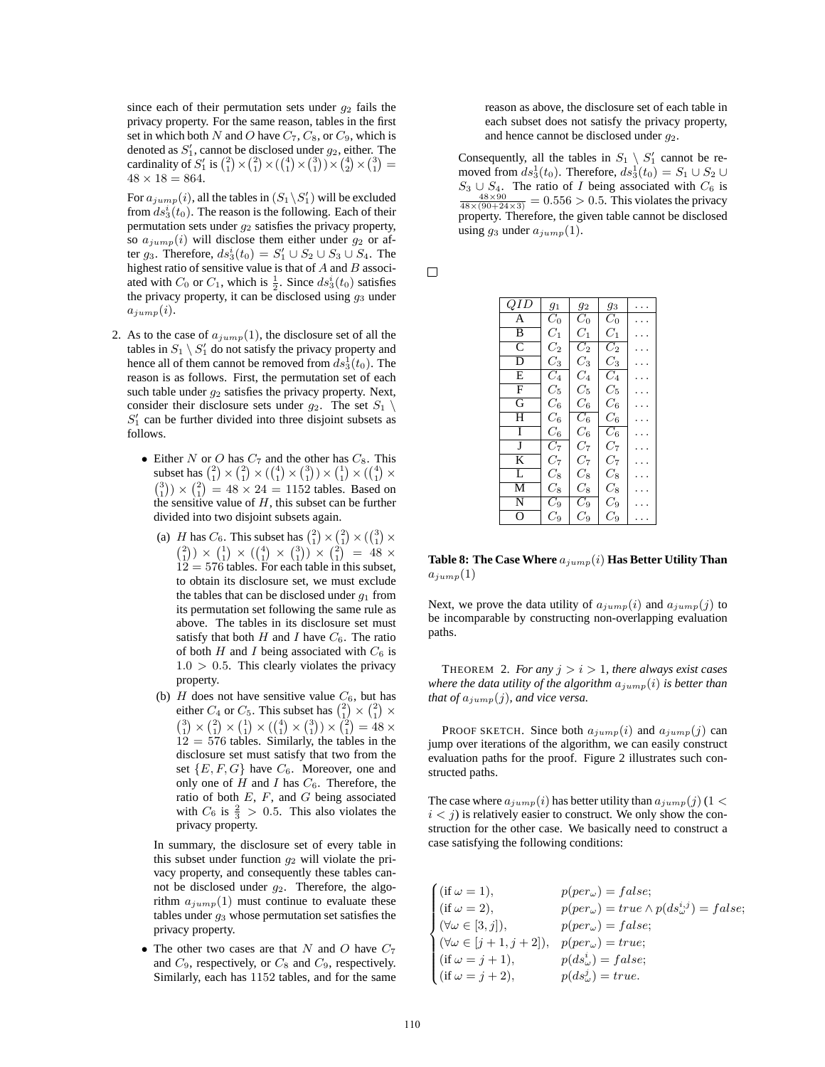since each of their permutation sets under $g_2$ fails the privacy property. For the same reason, tables in the first set in which both $N$ and $O$ have $C_7$, $C_8$, or $C_9$, which is denoted as $S_1'$, cannot be disclosed under $g_2$, either. The cardinality of $S_1'$ is $\binom{2}{1} \times \binom{2}{1} \times (\binom{4}{1} \times \binom{3}{1}) \times \binom{4}{2} \times \binom{3}{1} = 48 \times 18 = 864$.

For $a_{jump}(i)$, all the tables in $(S_1 \setminus S_1')$ will be excluded from $ds_3^i(t_0)$. The reason is the following. Each of their permutation sets under $g_2$ satisfies the privacy property, so $a_{jump}(i)$ will disclose them either under $g_2$ or after $g_3$. Therefore, $ds_3^i(t_0) = S_1' \cup S_2 \cup S_3 \cup S_4$. The highest ratio of sensitive value is that of $A$ and $B$ associated with $C_0$ or $C_1$, which is $\frac{1}{2}$. Since $ds_3^i(t_0)$ satisfies the privacy property, it can be disclosed using $g_3$ under $a_{jump}(i)$.

2. As to the case of $a_{jump}(1)$, the disclosure set of all the tables in $S_1 \setminus S_1'$ do not satisfy the privacy property and hence all of them cannot be removed from $ds_3^1(t_0)$. The reason is as follows. First, the permutation set of each such table under $g_2$ satisfies the privacy property. Next, consider their disclosure sets under $g_2$. The set $S_1 \setminus S_1'$ can be further divided into three disjoint subsets as follows.

   - Either $N$ or $O$ has $C_7$ and the other has $C_8$. This subset has $\binom{2}{1} \times \binom{2}{1} \times (\binom{4}{1} \times \binom{3}{1}) \times \binom{1}{1} \times (\binom{4}{1} \times \binom{3}{1}) \times \binom{2}{1} = 48 \times 24 = 1152$ tables. Based on the sensitive value of $H$, this subset can be further divided into two disjoint subsets again.

     (a) $H$ has $C_6$. This subset has $\binom{2}{1} \times \binom{2}{1} \times (\binom{3}{1} \times \binom{2}{1}) \times \binom{1}{1} \times (\binom{4}{1} \times \binom{3}{1}) \times \binom{2}{1} = 48 \times 12 = 576$ tables. For each table in this subset, to obtain its disclosure set, we must exclude the tables that can be disclosed under $g_1$ from its permutation set following the same rule as above. The tables in its disclosure set must satisfy that both $H$ and $I$ have $C_6$. The ratio of both $H$ and $I$ being associated with $C_6$ is $1.0 > 0.5$. This clearly violates the privacy property.

     (b) $H$ does not have sensitive value $C_6$, but has either $C_4$ or $C_5$. This subset has $\binom{2}{1} \times \binom{2}{1} \times \binom{3}{1} \times \binom{2}{1} \times \binom{1}{1} \times (\binom{4}{1} \times \binom{3}{1}) \times \binom{2}{1} = 48 \times 12 = 576$ tables. Similarly, the tables in the disclosure set must satisfy that two from the set $\{E, F, G\}$ have $C_6$. Moreover, one and only one of $H$ and $I$ has $C_6$. Therefore, the ratio of both $E$, $F$, and $G$ being associated with $C_6$ is $\frac{2}{3} > 0.5$. This also violates the privacy property.

     In summary, the disclosure set of every table in this subset under function $g_2$ will violate the privacy property, and consequently these tables cannot be disclosed under $g_2$. Therefore, the algorithm $a_{jump}(1)$ must continue to evaluate these tables under $g_3$ whose permutation set satisfies the privacy property.

   - The other two cases are that $N$ and $O$ have $C_7$ and $C_9$, respectively, or $C_8$ and $C_9$, respectively. Similarly, each has 1152 tables, and for the same reason as above, the disclosure set of each table in each subset does not satisfy the privacy property, and hence cannot be disclosed under $g_2$.

   Consequently, all the tables in $S_1 \setminus S_1'$ cannot be removed from $ds_3^1(t_0)$. Therefore, $ds_3^1(t_0) = S_1 \cup S_2 \cup S_3 \cup S_4$. The ratio of $I$ being associated with $C_6$ is $\frac{48 \times 90}{48 \times (90 + 24 \times 3)} = 0.556 > 0.5$. This violates the privacy property. Therefore, the given table cannot be disclosed using $g_3$ under $a_{jump}(1)$.

□

| $QID$ | $g_1$ | $g_2$ | $g_3$ | ... |
|---|---|---|---|---|
| A | $C_0$ | $C_0$ | $C_0$ | ... |
| B | $C_1$ | $C_1$ | $C_1$ | ... |
| C | $C_2$ | $C_2$ | $C_2$ | ... |
| D | $C_3$ | $C_3$ | $C_3$ | ... |
| E | $C_4$ | $C_4$ | $C_4$ | ... |
| F | $C_5$ | $C_5$ | $C_5$ | ... |
| G | $C_6$ | $C_6$ | $C_6$ | ... |
| H | $C_6$ | $C_6$ | $C_6$ | ... |
| I | $C_6$ | $C_6$ | $C_6$ | ... |
| J | $C_7$ | $C_7$ | $C_7$ | ... |
| K | $C_7$ | $C_7$ | $C_7$ | ... |
| L | $C_8$ | $C_8$ | $C_8$ | ... |
| M | $C_8$ | $C_8$ | $C_8$ | ... |
| N | $C_9$ | $C_9$ | $C_9$ | ... |
| O | $C_9$ | $C_9$ | $C_9$ | ... |

**Table 8: The Case Where $a_{jump}(i)$ Has Better Utility Than $a_{jump}(1)$**

Next, we prove the data utility of $a_{jump}(i)$ and $a_{jump}(j)$ to be incomparable by constructing non-overlapping evaluation paths.

THEOREM 2. *For any $j > i > 1$, there always exist cases where the data utility of the algorithm $a_{jump}(i)$ is better than that of $a_{jump}(j)$, and vice versa.*

PROOF SKETCH. Since both $a_{jump}(i)$ and $a_{jump}(j)$ can jump over iterations of the algorithm, we can easily construct evaluation paths for the proof. Figure 2 illustrates such constructed paths.

The case where $a_{jump}(i)$ has better utility than $a_{jump}(j)$ ($1 < i < j$) is relatively easier to construct. We only show the construction for the other case. We basically need to construct a case satisfying the following conditions:

$$
\begin{cases}
(\text{if } \omega = 1), & p(per_\omega) = false; \\
(\text{if } \omega = 2), & p(per_\omega) = true \wedge p(ds_\omega^{i,j}) = false; \\
(\forall \omega \in [3, j]), & p(per_\omega) = false; \\
(\forall \omega \in [j+1, j+2]), & p(per_\omega) = true; \\
(\text{if } \omega = j+1), & p(ds_\omega^i) = false; \\
(\text{if } \omega = j+2), & p(ds_\omega^j) = true.
\end{cases}
$$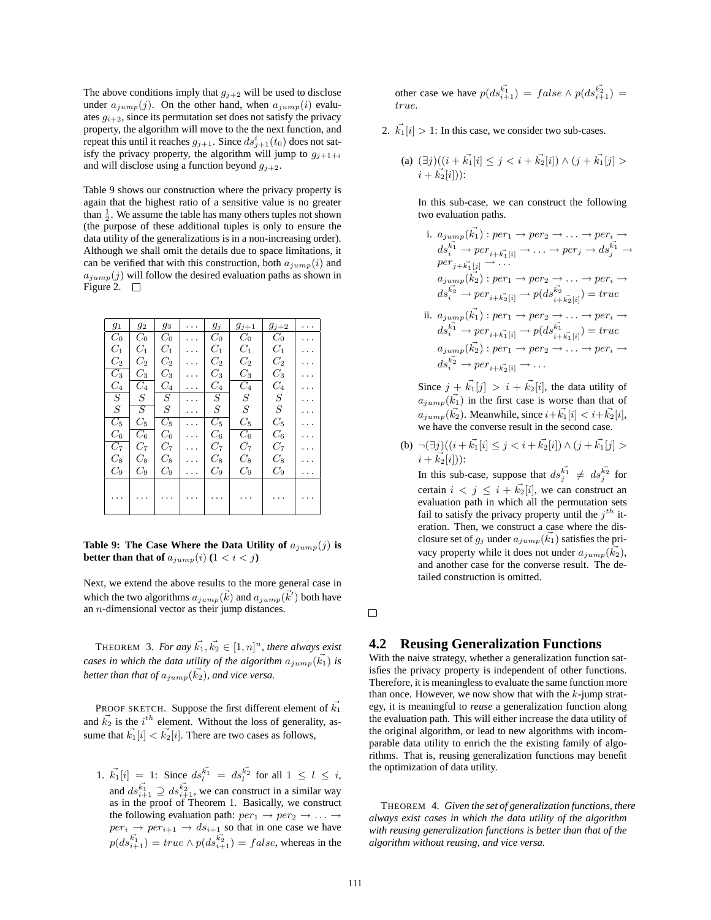The above conditions imply that $g_{j+2}$ will be used to disclose under $a_{jump}(j)$. On the other hand, when $a_{jump}(i)$ evaluates $g_{i+2}$, since its permutation set does not satisfy the privacy property, the algorithm will move to the next function, and repeat this until it reaches $g_{j+1}$. Since $ds^i_{j+1}(t_0)$ does not satisfy the privacy property, the algorithm will jump to $g_{j+1+i}$ and will disclose using a function beyond $g_{j+2}$.

Table 9 shows our construction where the privacy property is again that the highest ratio of a sensitive value is no greater than $\frac{1}{2}$. We assume the table has many others tuples not shown (the purpose of these additional tuples is only to ensure the data utility of the generalizations is in a non-increasing order). Although we shall omit the details due to space limitations, it can be verified that with this construction, both $a_{jump}(i)$ and $a_{jump}(j)$ will follow the desired evaluation paths as shown in Figure 2. □

| $g_1$ | $g_2$ | $g_3$ | ... | $g_j$ | $g_{j+1}$ | $g_{j+2}$ | ... |
|---|---|---|---|---|---|---|---|
| $C_0$ | $C_0$ | $C_0$ | ... | $C_0$ | $C_0$ | $C_0$ | ... |
| $C_1$ | $C_1$ | $C_1$ | ... | $C_1$ | $C_1$ | $C_1$ | ... |
| $C_2$ | $C_2$ | $C_2$ | ... | $C_2$ | $C_2$ | $C_2$ | ... |
| $C_3$ | $C_3$ | $C_3$ | ... | $C_3$ | $C_3$ | $C_3$ | ... |
| $C_4$ | $C_4$ | $C_4$ | ... | $C_4$ | $C_4$ | $C_4$ | ... |
| $S$ | $S$ | $S$ | ... | $S$ | $S$ | $S$ | ... |
| $S$ | $S$ | $S$ | ... | $S$ | $S$ | $S$ | ... |
| $C_5$ | $C_5$ | $C_5$ | ... | $C_5$ | $C_5$ | $C_5$ | ... |
| $C_6$ | $C_6$ | $C_6$ | ... | $C_6$ | $C_6$ | $C_6$ | ... |
| $C_7$ | $C_7$ | $C_7$ | ... | $C_7$ | $C_7$ | $C_7$ | ... |
| $C_8$ | $C_8$ | $C_8$ | ... | $C_8$ | $C_8$ | $C_8$ | ... |
| $C_9$ | $C_9$ | $C_9$ | ... | $C_9$ | $C_9$ | $C_9$ | ... |
| ... | ... | ... | ... | ... | ... | ... | ... |

**Table 9: The Case Where the Data Utility of $a_{jump}(j)$ is better than that of $a_{jump}(i)$ ($1 < i < j$)**

Next, we extend the above results to the more general case in which the two algorithms $a_{jump}(\vec{k})$ and $a_{jump}(\vec{k}')$ both have an $n$-dimensional vector as their jump distances.

THEOREM 3. *For any $\vec{k_1}, \vec{k_2} \in [1, n]^n$, there always exist cases in which the data utility of the algorithm $a_{jump}(\vec{k_1})$ is better than that of $a_{jump}(\vec{k_2})$, and vice versa.*

PROOF SKETCH. Suppose the first different element of $\vec{k_1}$ and $\vec{k_2}$ is the $i^{th}$ element. Without the loss of generality, assume that $\vec{k_1}[i] < \vec{k_2}[i]$. There are two cases as follows,

1. $\vec{k_1}[i] = 1$: Since $ds^{\vec{k_1}}_l = ds^{\vec{k_2}}_l$ for all $1 \le l \le i$, and $ds^{\vec{k_1}}_{i+1} \supseteq ds^{\vec{k_2}}_{i+1}$, we can construct in a similar way as in the proof of Theorem 1. Basically, we construct the following evaluation path: $per_1 \to per_2 \to \ldots \to per_i \to per_{i+1} \to ds_{i+1}$ so that in one case we have $p(ds^{\vec{k_1}}_{i+1}) = true \wedge p(ds^{\vec{k_2}}_{i+1}) = false$, whereas in the other case we have $p(ds^{\vec{k_1}}_{i+1}) = false \wedge p(ds^{\vec{k_2}}_{i+1}) = true$.

2. $\vec{k_1}[i] > 1$: In this case, we consider two sub-cases.

   (a) $(\exists j)((i + \vec{k_1}[i] \le j < i + \vec{k_2}[i]) \wedge (j + \vec{k_1}[j] > i + \vec{k_2}[i]))$:

   In this sub-case, we can construct the following two evaluation paths.

   i. $a_{jump}(\vec{k_1}) : per_1 \to per_2 \to \ldots \to per_i \to ds^{\vec{k_1}}_i \to per_{i+\vec{k_1}[i]} \to \ldots \to per_j \to ds^{\vec{k_1}}_j \to per_{j+\vec{k_1}[j]} \to \ldots$
   $a_{jump}(\vec{k_2}) : per_1 \to per_2 \to \ldots \to per_i \to ds^{\vec{k_2}}_i \to per_{i+\vec{k_2}[i]} \to p(ds^{\vec{k_2}}_{i+\vec{k_2}[i]}) = true$

   ii. $a_{jump}(\vec{k_1}) : per_1 \to per_2 \to \ldots \to per_i \to ds^{\vec{k_1}}_i \to per_{i+\vec{k_1}[i]} \to p(ds^{\vec{k_1}}_{i+\vec{k_1}[i]}) = true$
   $a_{jump}(\vec{k_2}) : per_1 \to per_2 \to \ldots \to per_i \to ds^{\vec{k_2}}_i \to per_{i+\vec{k_2}[i]} \to \ldots$

   Since $j + \vec{k_1}[j] > i + \vec{k_2}[i]$, the data utility of $a_{jump}(\vec{k_1})$ in the first case is worse than that of $a_{jump}(\vec{k_2})$. Meanwhile, since $i+\vec{k_1}[i] < i+\vec{k_2}[i]$, we have the converse result in the second case.

   (b) $\neg(\exists j)((i + \vec{k_1}[i] \le j < i + \vec{k_2}[i]) \wedge (j + \vec{k_1}[j] > i + \vec{k_2}[i]))$:

   In this sub-case, suppose that $ds^{\vec{k_1}}_j \ne ds^{\vec{k_2}}_j$ for certain $i < j \le i + \vec{k_2}[i]$, we can construct an evaluation path in which all the permutation sets fail to satisfy the privacy property until the $j^{th}$ iteration. Then, we construct a case where the disclosure set of $g_j$ under $a_{jump}(\vec{k_1})$ satisfies the privacy property while it does not under $a_{jump}(\vec{k_2})$, and another case for the converse result. The detailed construction is omitted.

□

## 4.2 Reusing Generalization Functions

With the naive strategy, whether a generalization function satisfies the privacy property is independent of other functions. Therefore, it is meaningless to evaluate the same function more than once. However, we now show that with the $k$-jump strategy, it is meaningful to *reuse* a generalization function along the evaluation path. This will either increase the data utility of the original algorithm, or lead to new algorithms with incomparable data utility to enrich the the existing family of algorithms. That is, reusing generalization functions may benefit the optimization of data utility.

THEOREM 4. *Given the set of generalization functions, there always exist cases in which the data utility of the algorithm with reusing generalization functions is better than that of the algorithm without reusing, and vice versa.*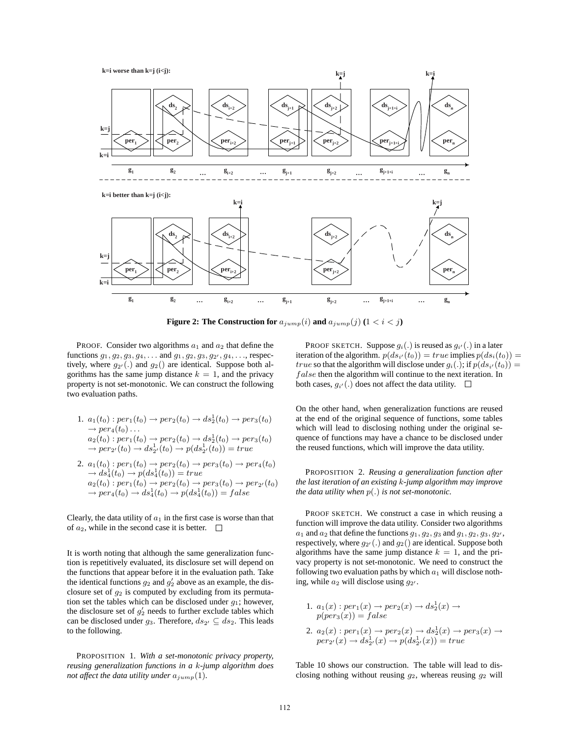**Figure 2: The Construction for $a_{jump}(i)$ and $a_{jump}(j)$ ($1 < i < j$)**

PROOF. Consider two algorithms $a_1$ and $a_2$ that define the functions $g_1, g_2, g_3, g_4, \ldots$ and $g_1, g_2, g_3, g_{2'}, g_4, \ldots$, respectively, where $g_{2'}(.)$ and $g_2()$ are identical. Suppose both algorithms has the same jump distance $k = 1$, and the privacy property is not set-monotonic. We can construct the following two evaluation paths.

1. $a_1(t_0) : per_1(t_0) \rightarrow per_2(t_0) \rightarrow ds_2^1(t_0) \rightarrow per_3(t_0) \rightarrow per_4(t_0) \ldots$
   $a_2(t_0) : per_1(t_0) \rightarrow per_2(t_0) \rightarrow ds_2^1(t_0) \rightarrow per_3(t_0) \rightarrow per_{2'}(t_0) \rightarrow ds_{2'}^1(t_0) \rightarrow p(ds_{2'}^1(t_0)) = true$

2. $a_1(t_0) : per_1(t_0) \rightarrow per_2(t_0) \rightarrow per_3(t_0) \rightarrow per_4(t_0) \rightarrow ds_4^1(t_0) \rightarrow p(ds_4^1(t_0)) = true$
   $a_2(t_0) : per_1(t_0) \rightarrow per_2(t_0) \rightarrow per_3(t_0) \rightarrow per_{2'}(t_0) \rightarrow per_4(t_0) \rightarrow ds_4^1(t_0) \rightarrow p(ds_4^1(t_0)) = false$

Clearly, the data utility of $a_1$ in the first case is worse than that of $a_2$, while in the second case it is better. □

It is worth noting that although the same generalization function is repetitively evaluated, its disclosure set will depend on the functions that appear before it in the evaluation path. Take the identical functions $g_2$ and $g_2'$ above as an example, the disclosure set of $g_2$ is computed by excluding from its permutation set the tables which can be disclosed under $g_1$; however, the disclosure set of $g_2'$ needs to further exclude tables which can be disclosed under $g_3$. Therefore, $ds_{2'} \subseteq ds_2$. This leads to the following.

PROPOSITION 1. *With a set-monotonic privacy property, reusing generalization functions in a $k$-jump algorithm does not affect the data utility under $a_{jump}(1)$.*

PROOF SKETCH. Suppose $g_i(.)$ is reused as $g_{i'}(.)$ in a later iteration of the algorithm. $p(ds_{i'}(t_0)) = true$ implies $p(ds_i(t_0)) = true$ so that the algorithm will disclose under $g_i(.)$; if $p(ds_{i'}(t_0)) = false$ then the algorithm will continue to the next iteration. In both cases, $g_{i'}(.)$ does not affect the data utility. □

On the other hand, when generalization functions are reused at the end of the original sequence of functions, some tables which will lead to disclosing nothing under the original sequence of functions may have a chance to be disclosed under the reused functions, which will improve the data utility.

PROPOSITION 2. *Reusing a generalization function after the last iteration of an existing $k$-jump algorithm may improve the data utility when $p(.)$ is not set-monotonic.*

PROOF SKETCH. We construct a case in which reusing a function will improve the data utility. Consider two algorithms $a_1$ and $a_2$ that define the functions $g_1, g_2, g_3$ and $g_1, g_2, g_3, g_{2'}$, respectively, where $g_{2'}(.)$ and $g_2()$ are identical. Suppose both algorithms have the same jump distance $k = 1$, and the privacy property is not set-monotonic. We need to construct the following two evaluation paths by which $a_1$ will disclose nothing, while $a_2$ will disclose using $g_{2'}$.

1. $a_1(x) : per_1(x) \rightarrow per_2(x) \rightarrow ds_2^1(x) \rightarrow p(per_3(x)) = false$
2. $a_2(x) : per_1(x) \rightarrow per_2(x) \rightarrow ds_2^1(x) \rightarrow per_3(x) \rightarrow per_{2'}(x) \rightarrow ds_{2'}^1(x) \rightarrow p(ds_{2'}^1(x)) = true$

Table 10 shows our construction. The table will lead to disclosing nothing without reusing $g_2$, whereas reusing $g_2$ will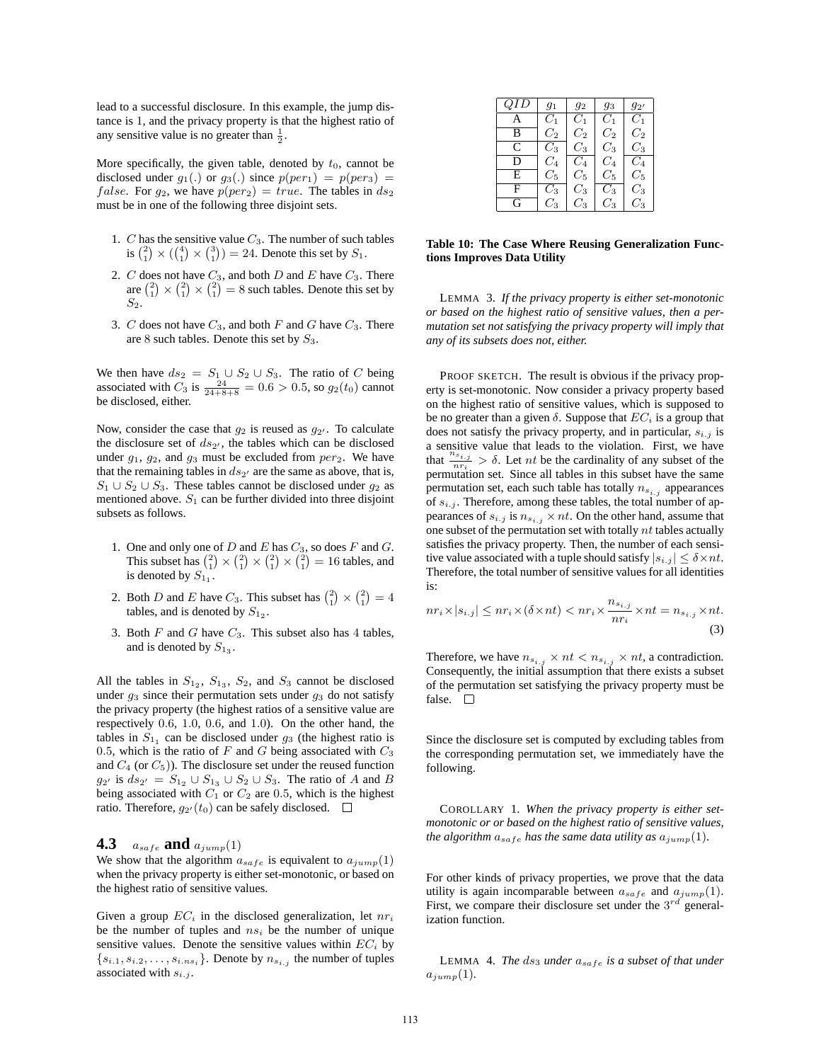lead to a successful disclosure. In this example, the jump distance is 1, and the privacy property is that the highest ratio of any sensitive value is no greater than $\frac{1}{2}$.

More specifically, the given table, denoted by $t_0$, cannot be disclosed under $g_1(.)$ or $g_3(.)$ since $p(per_1) = p(per_3) = false$. For $g_2$, we have $p(per_2) = true$. The tables in $ds_2$ must be in one of the following three disjoint sets.

1. $C$ has the sensitive value $C_3$. The number of such tables is $\binom{2}{1} \times (\binom{4}{1} \times \binom{3}{1}) = 24$. Denote this set by $S_1$.
2. $C$ does not have $C_3$, and both $D$ and $E$ have $C_3$. There are $\binom{2}{1} \times \binom{2}{1} \times \binom{2}{1} = 8$ such tables. Denote this set by $S_2$.
3. $C$ does not have $C_3$, and both $F$ and $G$ have $C_3$. There are 8 such tables. Denote this set by $S_3$.

We then have $ds_2 = S_1 \cup S_2 \cup S_3$. The ratio of $C$ being associated with $C_3$ is $\frac{24}{24+8+8} = 0.6 > 0.5$, so $g_2(t_0)$ cannot be disclosed, either.

Now, consider the case that $g_2$ is reused as $g_{2'}$. To calculate the disclosure set of $ds_{2'}$, the tables which can be disclosed under $g_1$, $g_2$, and $g_3$ must be excluded from $per_2$. We have that the remaining tables in $ds_{2'}$ are the same as above, that is, $S_1 \cup S_2 \cup S_3$. These tables cannot be disclosed under $g_2$ as mentioned above. $S_1$ can be further divided into three disjoint subsets as follows.

1. One and only one of $D$ and $E$ has $C_3$, so does $F$ and $G$. This subset has $\binom{2}{1} \times \binom{2}{1} \times \binom{2}{1} \times \binom{2}{1} = 16$ tables, and is denoted by $S_{1_1}$.
2. Both $D$ and $E$ have $C_3$. This subset has $\binom{2}{1} \times \binom{2}{1} = 4$ tables, and is denoted by $S_{1_2}$.
3. Both $F$ and $G$ have $C_3$. This subset also has 4 tables, and is denoted by $S_{1_3}$.

All the tables in $S_{1_2}$, $S_{1_3}$, $S_2$, and $S_3$ cannot be disclosed under $g_3$ since their permutation sets under $g_3$ do not satisfy the privacy property (the highest ratios of a sensitive value are respectively 0.6, 1.0, 0.6, and 1.0). On the other hand, the tables in $S_{1_1}$ can be disclosed under $g_3$ (the highest ratio is 0.5, which is the ratio of $F$ and $G$ being associated with $C_3$ and $C_4$ (or $C_5$)). The disclosure set under the reused function $g_{2'}$ is $ds_{2'} = S_{1_2} \cup S_{1_3} \cup S_2 \cup S_3$. The ratio of $A$ and $B$ being associated with $C_1$ or $C_2$ are 0.5, which is the highest ratio. Therefore, $g_{2'}(t_0)$ can be safely disclosed. □

### 4.3 $a_{safe}$ and $a_{jump}(1)$

We show that the algorithm $a_{safe}$ is equivalent to $a_{jump}(1)$ when the privacy property is either set-monotonic, or based on the highest ratio of sensitive values.

Given a group $EC_i$ in the disclosed generalization, let $nr_i$ be the number of tuples and $ns_i$ be the number of unique sensitive values. Denote the sensitive values within $EC_i$ by $\{s_{i.1}, s_{i.2}, \ldots, s_{i.ns_i}\}$. Denote by $n_{s_{i.j}}$ the number of tuples associated with $s_{i.j}$.

| $QID$ | $g_1$ | $g_2$ | $g_3$ | $g_{2'}$ |
|---|---|---|---|---|
| A | $C_1$ | $C_1$ | $C_1$ | $C_1$ |
| B | $C_2$ | $C_2$ | $C_2$ | $C_2$ |
| C | $C_3$ | $C_3$ | $C_3$ | $C_3$ |
| D | $C_4$ | $C_4$ | $C_4$ | $C_4$ |
| E | $C_5$ | $C_5$ | $C_5$ | $C_5$ |
| F | $C_3$ | $C_3$ | $C_3$ | $C_3$ |
| G | $C_3$ | $C_3$ | $C_3$ | $C_3$ |

**Table 10: The Case Where Reusing Generalization Functions Improves Data Utility**

LEMMA 3. *If the privacy property is either set-monotonic or based on the highest ratio of sensitive values, then a permutation set not satisfying the privacy property will imply that any of its subsets does not, either.*

PROOF SKETCH. The result is obvious if the privacy property is set-monotonic. Now consider a privacy property based on the highest ratio of sensitive values, which is supposed to be no greater than a given $\delta$. Suppose that $EC_i$ is a group that does not satisfy the privacy property, and in particular, $s_{i.j}$ is a sensitive value that leads to the violation. First, we have that $\frac{n_{s_{i.j}}}{nr_i} > \delta$. Let $nt$ be the cardinality of any subset of the permutation set. Since all tables in this subset have the same permutation set, each such table has totally $n_{s_{i.j}}$ appearances of $s_{i.j}$. Therefore, among these tables, the total number of appearances of $s_{i.j}$ is $n_{s_{i.j}} \times nt$. On the other hand, assume that one subset of the permutation set with totally $nt$ tables actually satisfies the privacy property. Then, the number of each sensitive value associated with a tuple should satisfy $|s_{i.j}| \leq \delta \times nt$. Therefore, the total number of sensitive values for all identities is:

$$nr_i \times |s_{i.j}| \leq nr_i \times (\delta \times nt) < nr_i \times \frac{n_{s_{i.j}}}{nr_i} \times nt = n_{s_{i.j}} \times nt. \quad (3)$$

Therefore, we have $n_{s_{i.j}} \times nt < n_{s_{i.j}} \times nt$, a contradiction. Consequently, the initial assumption that there exists a subset of the permutation set satisfying the privacy property must be false. □

Since the disclosure set is computed by excluding tables from the corresponding permutation set, we immediately have the following.

COROLLARY 1. *When the privacy property is either set-monotonic or or based on the highest ratio of sensitive values, the algorithm $a_{safe}$ has the same data utility as $a_{jump}(1)$.*

For other kinds of privacy properties, we prove that the data utility is again incomparable between $a_{safe}$ and $a_{jump}(1)$. First, we compare their disclosure set under the $3^{rd}$ generalization function.

LEMMA 4. *The $ds_3$ under $a_{safe}$ is a subset of that under $a_{jump}(1)$.*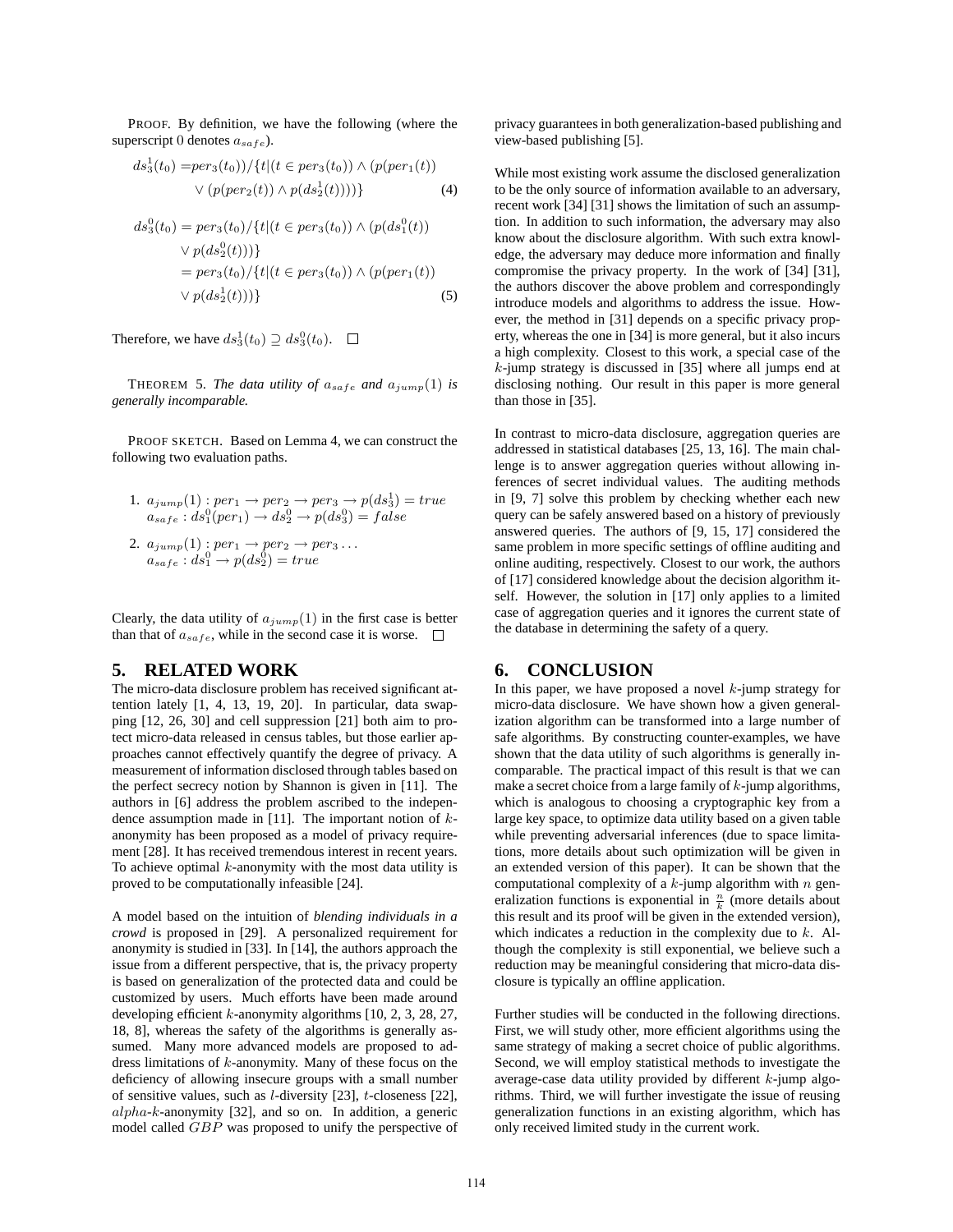PROOF. By definition, we have the following (where the superscript 0 denotes $a_{safe}$).

$$ds_3^1(t_0) = per_3(t_0))/\{t|(t \in per_3(t_0)) \wedge (p(per_1(t)) \vee (p(per_2(t)) \wedge p(ds_2^1(t))))\} \quad (4)$$

$$\begin{aligned} ds_3^0(t_0) &= per_3(t_0)/\{t|(t \in per_3(t_0)) \wedge (p(ds_1^0(t)) \\ &\vee p(ds_2^0(t)))\} \\ &= per_3(t_0)/\{t|(t \in per_3(t_0)) \wedge (p(per_1(t)) \\ &\vee p(ds_2^1(t)))\} \end{aligned} \quad (5)$$

Therefore, we have $ds_3^1(t_0) \supseteq ds_3^0(t_0)$. □

THEOREM 5. *The data utility of $a_{safe}$ and $a_{jump}(1)$ is generally incomparable.*

PROOF SKETCH. Based on Lemma 4, we can construct the following two evaluation paths.

1. $a_{jump}(1) : per_1 \rightarrow per_2 \rightarrow per_3 \rightarrow p(ds_3^1) = true$
   $a_{safe} : ds_1^0(per_1) \rightarrow ds_2^0 \rightarrow p(ds_3^0) = false$
2. $a_{jump}(1) : per_1 \rightarrow per_2 \rightarrow per_3 \ldots$
   $a_{safe} : ds_1^0 \rightarrow p(ds_2^0) = true$

Clearly, the data utility of $a_{jump}(1)$ in the first case is better than that of $a_{safe}$, while in the second case it is worse. □

## 5. RELATED WORK

The micro-data disclosure problem has received significant attention lately [1, 4, 13, 19, 20]. In particular, data swapping [12, 26, 30] and cell suppression [21] both aim to protect micro-data released in census tables, but those earlier approaches cannot effectively quantify the degree of privacy. A measurement of information disclosed through tables based on the perfect secrecy notion by Shannon is given in [11]. The authors in [6] address the problem ascribed to the independence assumption made in [11]. The important notion of $k$-anonymity has been proposed as a model of privacy requirement [28]. It has received tremendous interest in recent years. To achieve optimal $k$-anonymity with the most data utility is proved to be computationally infeasible [24].

A model based on the intuition of *blending individuals in a crowd* is proposed in [29]. A personalized requirement for anonymity is studied in [33]. In [14], the authors approach the issue from a different perspective, that is, the privacy property is based on generalization of the protected data and could be customized by users. Much efforts have been made around developing efficient $k$-anonymity algorithms [10, 2, 3, 28, 27, 18, 8], whereas the safety of the algorithms is generally assumed. Many more advanced models are proposed to address limitations of $k$-anonymity. Many of these focus on the deficiency of allowing insecure groups with a small number of sensitive values, such as $l$-diversity [23], $t$-closeness [22], $alpha$-$k$-anonymity [32], and so on. In addition, a generic model called $GBP$ was proposed to unify the perspective of privacy guarantees in both generalization-based publishing and view-based publishing [5].

While most existing work assume the disclosed generalization to be the only source of information available to an adversary, recent work [34] [31] shows the limitation of such an assumption. In addition to such information, the adversary may also know about the disclosure algorithm. With such extra knowledge, the adversary may deduce more information and finally compromise the privacy property. In the work of [34] [31], the authors discover the above problem and correspondingly introduce models and algorithms to address the issue. However, the method in [31] depends on a specific privacy property, whereas the one in [34] is more general, but it also incurs a high complexity. Closest to this work, a special case of the $k$-jump strategy is discussed in [35] where all jumps end at disclosing nothing. Our result in this paper is more general than those in [35].

In contrast to micro-data disclosure, aggregation queries are addressed in statistical databases [25, 13, 16]. The main challenge is to answer aggregation queries without allowing inferences of secret individual values. The auditing methods in [9, 7] solve this problem by checking whether each new query can be safely answered based on a history of previously answered queries. The authors of [9, 15, 17] considered the same problem in more specific settings of offline auditing and online auditing, respectively. Closest to our work, the authors of [17] considered knowledge about the decision algorithm itself. However, the solution in [17] only applies to a limited case of aggregation queries and it ignores the current state of the database in determining the safety of a query.

## 6. CONCLUSION

In this paper, we have proposed a novel $k$-jump strategy for micro-data disclosure. We have shown how a given generalization algorithm can be transformed into a large number of safe algorithms. By constructing counter-examples, we have shown that the data utility of such algorithms is generally incomparable. The practical impact of this result is that we can make a secret choice from a large family of $k$-jump algorithms, which is analogous to choosing a cryptographic key from a large key space, to optimize data utility based on a given table while preventing adversarial inferences (due to space limitations, more details about such optimization will be given in an extended version of this paper). It can be shown that the computational complexity of a $k$-jump algorithm with $n$ generalization functions is exponential in $\frac{n}{k}$ (more details about this result and its proof will be given in the extended version), which indicates a reduction in the complexity due to $k$. Although the complexity is still exponential, we believe such a reduction may be meaningful considering that micro-data disclosure is typically an offline application.

Further studies will be conducted in the following directions. First, we will study other, more efficient algorithms using the same strategy of making a secret choice of public algorithms. Second, we will employ statistical methods to investigate the average-case data utility provided by different $k$-jump algorithms. Third, we will further investigate the issue of reusing generalization functions in an existing algorithm, which has only received limited study in the current work.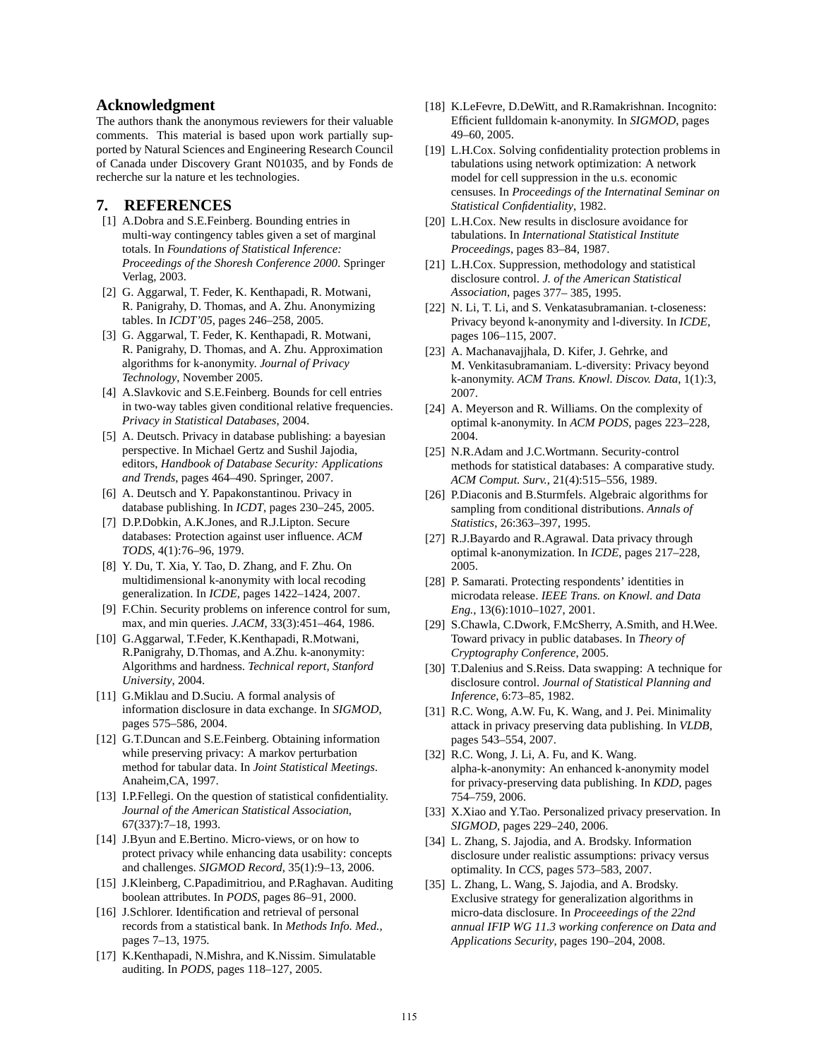## Acknowledgment

The authors thank the anonymous reviewers for their valuable comments. This material is based upon work partially supported by Natural Sciences and Engineering Research Council of Canada under Discovery Grant N01035, and by Fonds de recherche sur la nature et les technologies.

## 7. REFERENCES

[1] A.Dobra and S.E.Feinberg. Bounding entries in multi-way contingency tables given a set of marginal totals. In *Foundations of Statistical Inference: Proceedings of the Shoresh Conference 2000*. Springer Verlag, 2003.

[2] G. Aggarwal, T. Feder, K. Kenthapadi, R. Motwani, R. Panigrahy, D. Thomas, and A. Zhu. Anonymizing tables. In *ICDT'05*, pages 246–258, 2005.

[3] G. Aggarwal, T. Feder, K. Kenthapadi, R. Motwani, R. Panigrahy, D. Thomas, and A. Zhu. Approximation algorithms for k-anonymity. *Journal of Privacy Technology*, November 2005.

[4] A.Slavkovic and S.E.Feinberg. Bounds for cell entries in two-way tables given conditional relative frequencies. *Privacy in Statistical Databases*, 2004.

[5] A. Deutsch. Privacy in database publishing: a bayesian perspective. In Michael Gertz and Sushil Jajodia, editors, *Handbook of Database Security: Applications and Trends*, pages 464–490. Springer, 2007.

[6] A. Deutsch and Y. Papakonstantinou. Privacy in database publishing. In *ICDT*, pages 230–245, 2005.

[7] D.P.Dobkin, A.K.Jones, and R.J.Lipton. Secure databases: Protection against user influence. *ACM TODS*, 4(1):76–96, 1979.

[8] Y. Du, T. Xia, Y. Tao, D. Zhang, and F. Zhu. On multidimensional k-anonymity with local recoding generalization. In *ICDE*, pages 1422–1424, 2007.

[9] F.Chin. Security problems on inference control for sum, max, and min queries. *J.ACM*, 33(3):451–464, 1986.

[10] G.Aggarwal, T.Feder, K.Kenthapadi, R.Motwani, R.Panigrahy, D.Thomas, and A.Zhu. k-anonymity: Algorithms and hardness. *Technical report, Stanford University*, 2004.

[11] G.Miklau and D.Suciu. A formal analysis of information disclosure in data exchange. In *SIGMOD*, pages 575–586, 2004.

[12] G.T.Duncan and S.E.Feinberg. Obtaining information while preserving privacy: A markov perturbation method for tabular data. In *Joint Statistical Meetings*. Anaheim,CA, 1997.

[13] I.P.Fellegi. On the question of statistical confidentiality. *Journal of the American Statistical Association*, 67(337):7–18, 1993.

[14] J.Byun and E.Bertino. Micro-views, or on how to protect privacy while enhancing data usability: concepts and challenges. *SIGMOD Record*, 35(1):9–13, 2006.

[15] J.Kleinberg, C.Papadimitriou, and P.Raghavan. Auditing boolean attributes. In *PODS*, pages 86–91, 2000.

[16] J.Schlorer. Identification and retrieval of personal records from a statistical bank. In *Methods Info. Med.*, pages 7–13, 1975.

[17] K.Kenthapadi, N.Mishra, and K.Nissim. Simulatable auditing. In *PODS*, pages 118–127, 2005.

[18] K.LeFevre, D.DeWitt, and R.Ramakrishnan. Incognito: Efficient fulldomain k-anonymity. In *SIGMOD*, pages 49–60, 2005.

[19] L.H.Cox. Solving confidentiality protection problems in tabulations using network optimization: A network model for cell suppression in the u.s. economic censuses. In *Proceedings of the Internatinal Seminar on Statistical Confidentiality*, 1982.

[20] L.H.Cox. New results in disclosure avoidance for tabulations. In *International Statistical Institute Proceedings*, pages 83–84, 1987.

[21] L.H.Cox. Suppression, methodology and statistical disclosure control. *J. of the American Statistical Association*, pages 377– 385, 1995.

[22] N. Li, T. Li, and S. Venkatasubramanian. t-closeness: Privacy beyond k-anonymity and l-diversity. In *ICDE*, pages 106–115, 2007.

[23] A. Machanavajjhala, D. Kifer, J. Gehrke, and M. Venkitasubramaniam. L-diversity: Privacy beyond k-anonymity. *ACM Trans. Knowl. Discov. Data*, 1(1):3, 2007.

[24] A. Meyerson and R. Williams. On the complexity of optimal k-anonymity. In *ACM PODS*, pages 223–228, 2004.

[25] N.R.Adam and J.C.Wortmann. Security-control methods for statistical databases: A comparative study. *ACM Comput. Surv.*, 21(4):515–556, 1989.

[26] P.Diaconis and B.Sturmfels. Algebraic algorithms for sampling from conditional distributions. *Annals of Statistics*, 26:363–397, 1995.

[27] R.J.Bayardo and R.Agrawal. Data privacy through optimal k-anonymization. In *ICDE*, pages 217–228, 2005.

[28] P. Samarati. Protecting respondents' identities in microdata release. *IEEE Trans. on Knowl. and Data Eng.*, 13(6):1010–1027, 2001.

[29] S.Chawla, C.Dwork, F.McSherry, A.Smith, and H.Wee. Toward privacy in public databases. In *Theory of Cryptography Conference*, 2005.

[30] T.Dalenius and S.Reiss. Data swapping: A technique for disclosure control. *Journal of Statistical Planning and Inference*, 6:73–85, 1982.

[31] R.C. Wong, A.W. Fu, K. Wang, and J. Pei. Minimality attack in privacy preserving data publishing. In *VLDB*, pages 543–554, 2007.

[32] R.C. Wong, J. Li, A. Fu, and K. Wang. alpha-k-anonymity: An enhanced k-anonymity model for privacy-preserving data publishing. In *KDD*, pages 754–759, 2006.

[33] X.Xiao and Y.Tao. Personalized privacy preservation. In *SIGMOD*, pages 229–240, 2006.

[34] L. Zhang, S. Jajodia, and A. Brodsky. Information disclosure under realistic assumptions: privacy versus optimality. In *CCS*, pages 573–583, 2007.

[35] L. Zhang, L. Wang, S. Jajodia, and A. Brodsky. Exclusive strategy for generalization algorithms in micro-data disclosure. In *Proceeedings of the 22nd annual IFIP WG 11.3 working conference on Data and Applications Security*, pages 190–204, 2008.